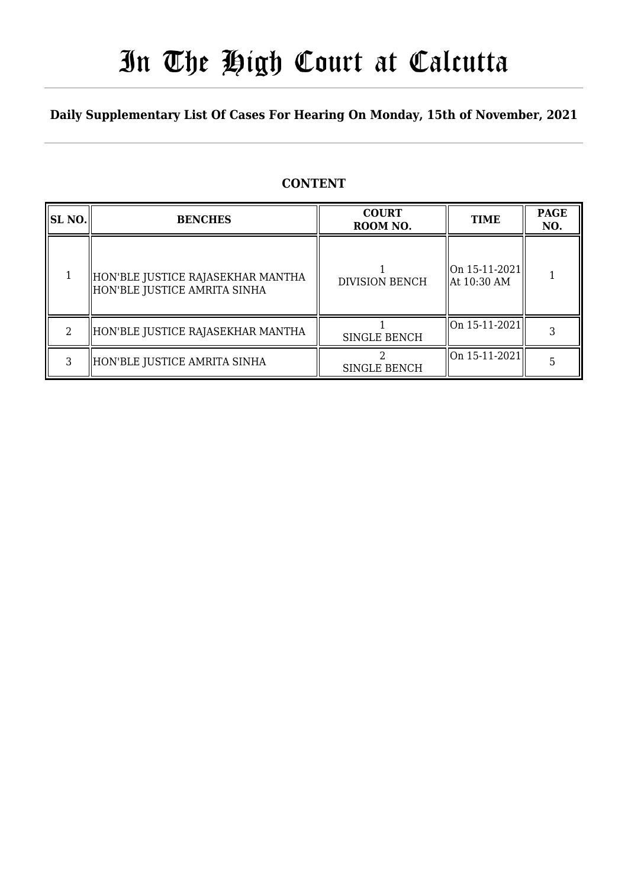# In The High Court at Calcutta

## Daily Supplementary List Of Cases For Hearing On Monday, 15th of November, 2021

### CONTENT

| SL NO. | BENCHES | COURT ROOM NO. | TIME | PAGE NO. |
|---|---|---|---|---|
| 1 | HON'BLE JUSTICE RAJASEKHAR MANTHA<br>HON'BLE JUSTICE AMRITA SINHA | 1<br>DIVISION BENCH | On 15-11-2021<br>At 10:30 AM | 1 |
| 2 | HON'BLE JUSTICE RAJASEKHAR MANTHA | 1<br>SINGLE BENCH | On 15-11-2021 | 3 |
| 3 | HON'BLE JUSTICE AMRITA SINHA | 2<br>SINGLE BENCH | On 15-11-2021 | 5 |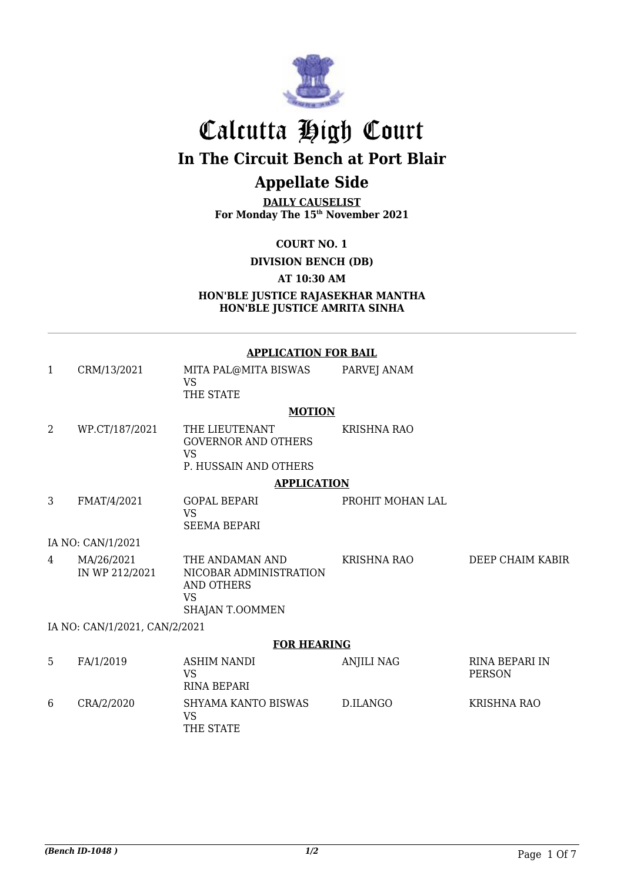# Calcutta High Court

## In The Circuit Bench at Port Blair

## Appellate Side

**DAILY CAUSELIST**
**For Monday The 15th November 2021**

**COURT NO. 1**

**DIVISION BENCH (DB)**

**AT 10:30 AM**

**HON'BLE JUSTICE RAJASEKHAR MANTHA**
**HON'BLE JUSTICE AMRITA SINHA**

**APPLICATION FOR BAIL**

| | | | | |
|---|---|---|---|---|
| 1 | CRM/13/2021 | MITA PAL@MITA BISWAS VS THE STATE | PARVEJ ANAM | |

**MOTION**

| | | | | |
|---|---|---|---|---|
| 2 | WP.CT/187/2021 | THE LIEUTENANT GOVERNOR AND OTHERS VS P. HUSSAIN AND OTHERS | KRISHNA RAO | |

**APPLICATION**

| | | | | |
|---|---|---|---|---|
| 3 | FMAT/4/2021 | GOPAL BEPARI VS SEEMA BEPARI | PROHIT MOHAN LAL | |

IA NO: CAN/1/2021

| | | | | |
|---|---|---|---|---|
| 4 | MA/26/2021 IN WP 212/2021 | THE ANDAMAN AND NICOBAR ADMINISTRATION AND OTHERS VS SHAJAN T.OOMMEN | KRISHNA RAO | DEEP CHAIM KABIR |

IA NO: CAN/1/2021, CAN/2/2021

**FOR HEARING**

| | | | | |
|---|---|---|---|---|
| 5 | FA/1/2019 | ASHIM NANDI VS RINA BEPARI | ANJILI NAG | RINA BEPARI IN PERSON |
| 6 | CRA/2/2020 | SHYAMA KANTO BISWAS VS THE STATE | D.ILANGO | KRISHNA RAO |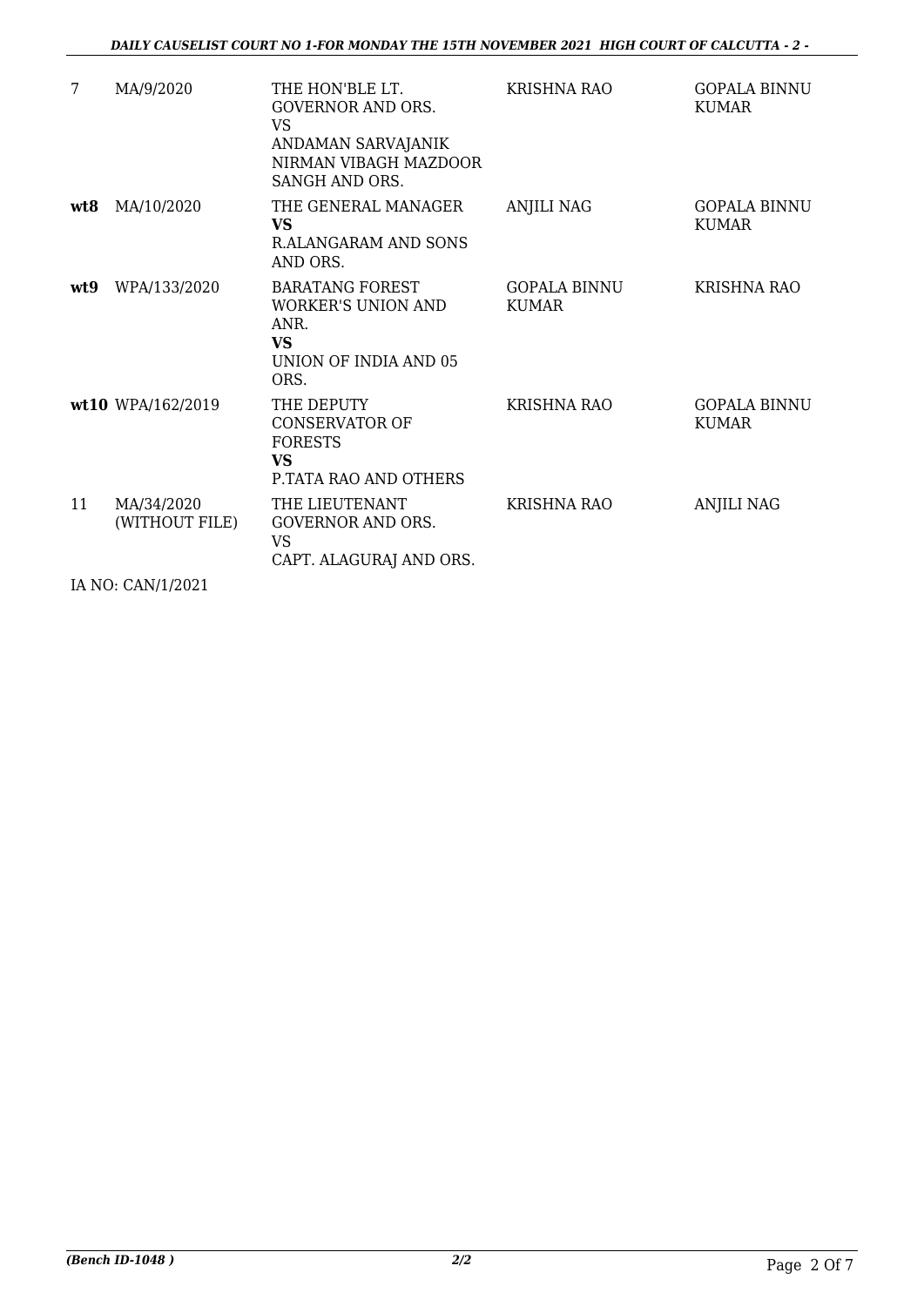| | | | | |
|---|---|---|---|---|
| 7 | MA/9/2020 | THE HON'BLE LT. GOVERNOR AND ORS.<br>VS<br>ANDAMAN SARVAJANIK NIRMAN VIBAGH MAZDOOR SANGH AND ORS. | KRISHNA RAO | GOPALA BINNU KUMAR |
| **wt8** | MA/10/2020 | THE GENERAL MANAGER<br>**VS**<br>R.ALANGARAM AND SONS AND ORS. | ANJILI NAG | GOPALA BINNU KUMAR |
| **wt9** | WPA/133/2020 | BARATANG FOREST WORKER'S UNION AND ANR.<br>**VS**<br>UNION OF INDIA AND 05 ORS. | GOPALA BINNU KUMAR | KRISHNA RAO |
| **wt10** | WPA/162/2019 | THE DEPUTY CONSERVATOR OF FORESTS<br>**VS**<br>P.TATA RAO AND OTHERS | KRISHNA RAO | GOPALA BINNU KUMAR |
| 11 | MA/34/2020 (WITHOUT FILE) | THE LIEUTENANT GOVERNOR AND ORS.<br>VS<br>CAPT. ALAGURAJ AND ORS. | KRISHNA RAO | ANJILI NAG |

IA NO: CAN/1/2021

*(Bench ID-1048 )* ***2/2***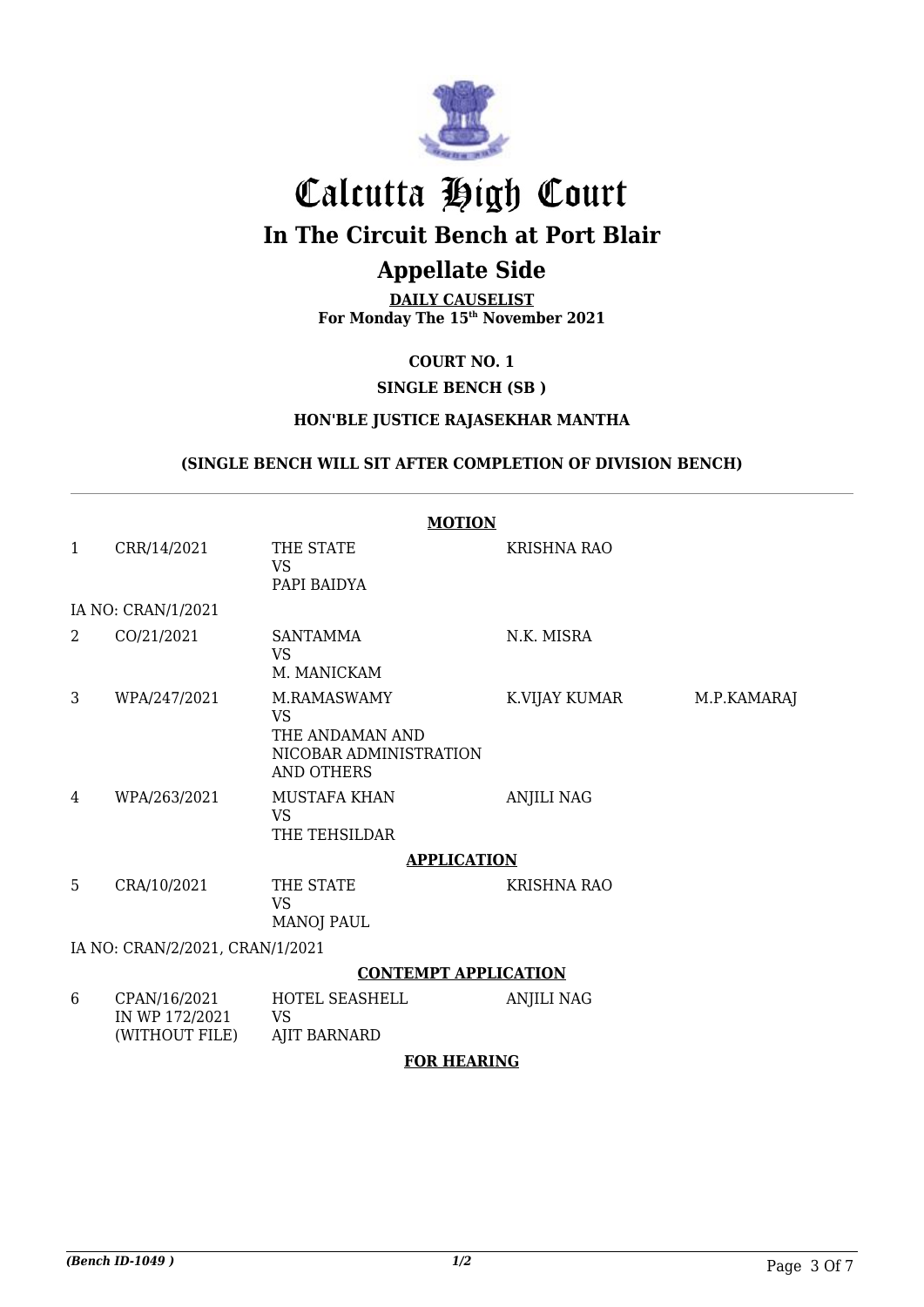# Calcutta High Court

## In The Circuit Bench at Port Blair

## Appellate Side

**DAILY CAUSELIST**
**For Monday The 15th November 2021**

**COURT NO. 1**

**SINGLE BENCH (SB )**

**HON'BLE JUSTICE RAJASEKHAR MANTHA**

**(SINGLE BENCH WILL SIT AFTER COMPLETION OF DIVISION BENCH)**

**MOTION**

| | | | | |
|---|---|---|---|---|
| 1 | CRR/14/2021 | THE STATE<br>VS<br>PAPI BAIDYA | KRISHNA RAO | |
| | IA NO: CRAN/1/2021 | | | |
| 2 | CO/21/2021 | SANTAMMA<br>VS<br>M. MANICKAM | N.K. MISRA | |
| 3 | WPA/247/2021 | M.RAMASWAMY<br>VS<br>THE ANDAMAN AND NICOBAR ADMINISTRATION AND OTHERS | K.VIJAY KUMAR | M.P.KAMARAJ |
| 4 | WPA/263/2021 | MUSTAFA KHAN<br>VS<br>THE TEHSILDAR | ANJILI NAG | |

**APPLICATION**

| | | | | |
|---|---|---|---|---|
| 5 | CRA/10/2021 | THE STATE<br>VS<br>MANOJ PAUL | KRISHNA RAO | |
| | IA NO: CRAN/2/2021, CRAN/1/2021 | | | |

**CONTEMPT APPLICATION**

| | | | | |
|---|---|---|---|---|
| 6 | CPAN/16/2021<br>IN WP 172/2021<br>(WITHOUT FILE) | HOTEL SEASHELL<br>VS<br>AJIT BARNARD | ANJILI NAG | |

**FOR HEARING**

*(Bench ID-1049 )* 1/2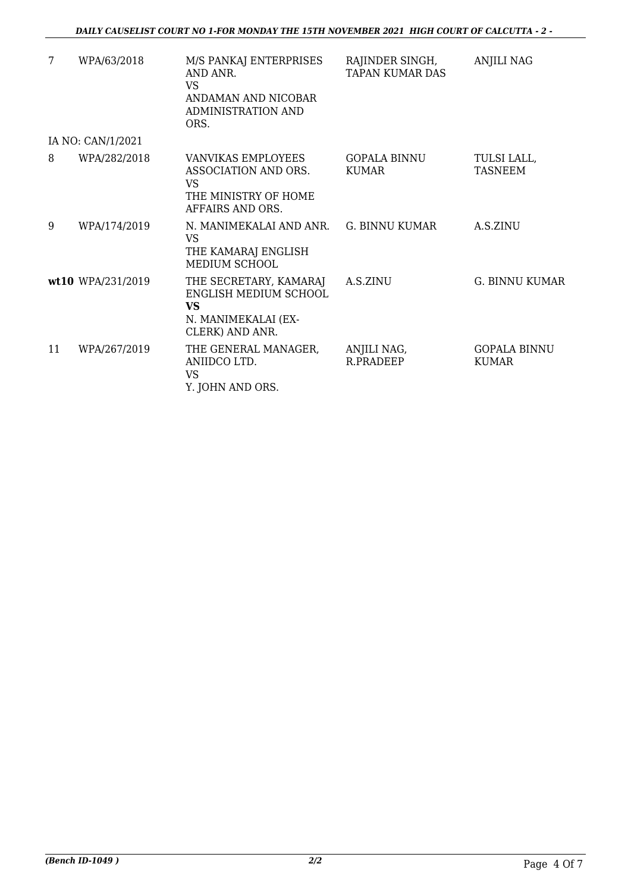| | | | | |
|---|---|---|---|---|
| 7 | WPA/63/2018 | M/S PANKAJ ENTERPRISES AND ANR.<br>VS<br>ANDAMAN AND NICOBAR ADMINISTRATION AND ORS. | RAJINDER SINGH, TAPAN KUMAR DAS | ANJILI NAG |
| IA NO: CAN/1/2021 | | | | |
| 8 | WPA/282/2018 | VANVIKAS EMPLOYEES ASSOCIATION AND ORS.<br>VS<br>THE MINISTRY OF HOME AFFAIRS AND ORS. | GOPALA BINNU KUMAR | TULSI LALL, TASNEEM |
| 9 | WPA/174/2019 | N. MANIMEKALAI AND ANR.<br>VS<br>THE KAMARAJ ENGLISH MEDIUM SCHOOL | G. BINNU KUMAR | A.S.ZINU |
| **wt**10 | WPA/231/2019 | THE SECRETARY, KAMARAJ ENGLISH MEDIUM SCHOOL<br>**VS**<br>N. MANIMEKALAI (EX-CLERK) AND ANR. | A.S.ZINU | G. BINNU KUMAR |
| 11 | WPA/267/2019 | THE GENERAL MANAGER, ANIIDCO LTD.<br>VS<br>Y. JOHN AND ORS. | ANJILI NAG, R.PRADEEP | GOPALA BINNU KUMAR |

*(Bench ID-1049 )* *2/2*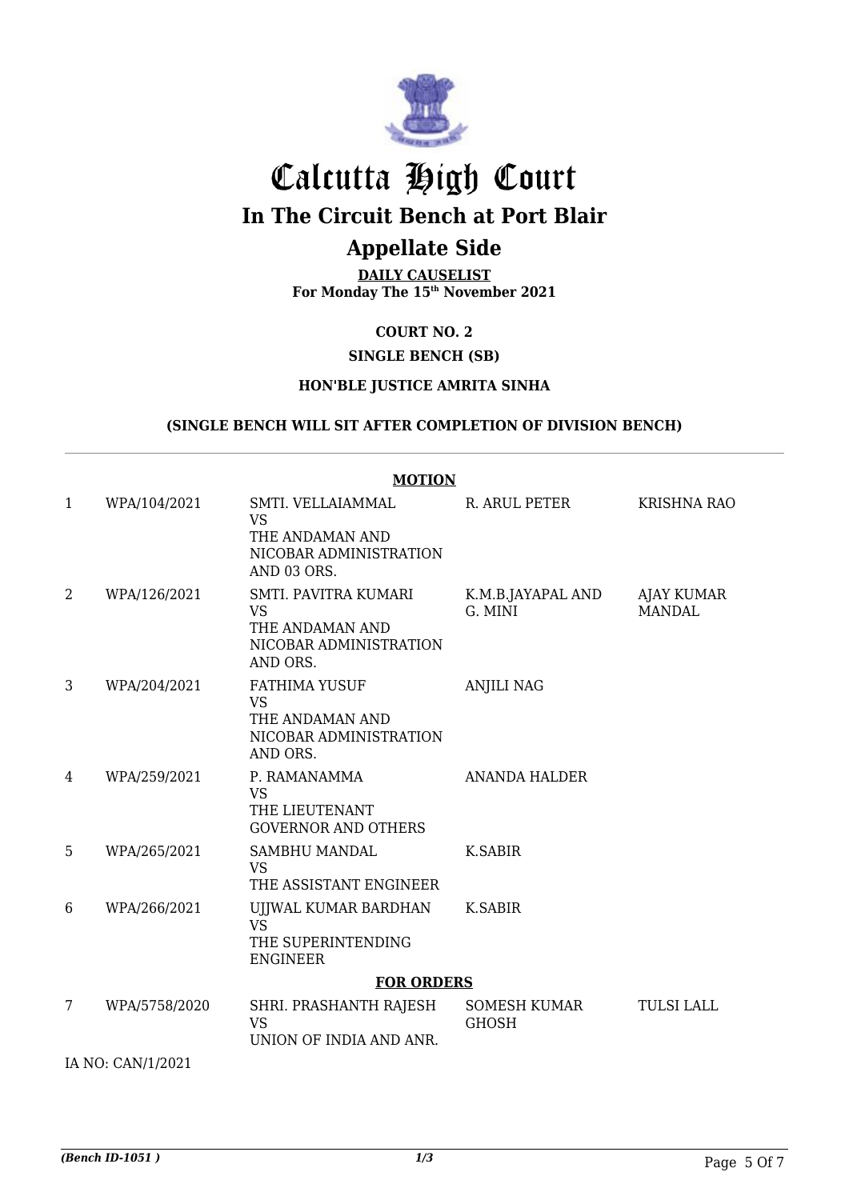# Calcutta High Court

## In The Circuit Bench at Port Blair

## Appellate Side

**DAILY CAUSELIST**
**For Monday The 15th November 2021**

**COURT NO. 2**

**SINGLE BENCH (SB)**

**HON'BLE JUSTICE AMRITA SINHA**

**(SINGLE BENCH WILL SIT AFTER COMPLETION OF DIVISION BENCH)**

**MOTION**

| | | | | |
|---|---|---|---|---|
| 1 | WPA/104/2021 | SMTI. VELLAIAMMAL VS THE ANDAMAN AND NICOBAR ADMINISTRATION AND 03 ORS. | R. ARUL PETER | KRISHNA RAO |
| 2 | WPA/126/2021 | SMTI. PAVITRA KUMARI VS THE ANDAMAN AND NICOBAR ADMINISTRATION AND ORS. | K.M.B.JAYAPAL AND G. MINI | AJAY KUMAR MANDAL |
| 3 | WPA/204/2021 | FATHIMA YUSUF VS THE ANDAMAN AND NICOBAR ADMINISTRATION AND ORS. | ANJILI NAG | |
| 4 | WPA/259/2021 | P. RAMANAMMA VS THE LIEUTENANT GOVERNOR AND OTHERS | ANANDA HALDER | |
| 5 | WPA/265/2021 | SAMBHU MANDAL VS THE ASSISTANT ENGINEER | K.SABIR | |
| 6 | WPA/266/2021 | UJJWAL KUMAR BARDHAN VS THE SUPERINTENDING ENGINEER | K.SABIR | |

**FOR ORDERS**

| | | | | |
|---|---|---|---|---|
| 7 | WPA/5758/2020 | SHRI. PRASHANTH RAJESH VS UNION OF INDIA AND ANR. | SOMESH KUMAR GHOSH | TULSI LALL |

IA NO: CAN/1/2021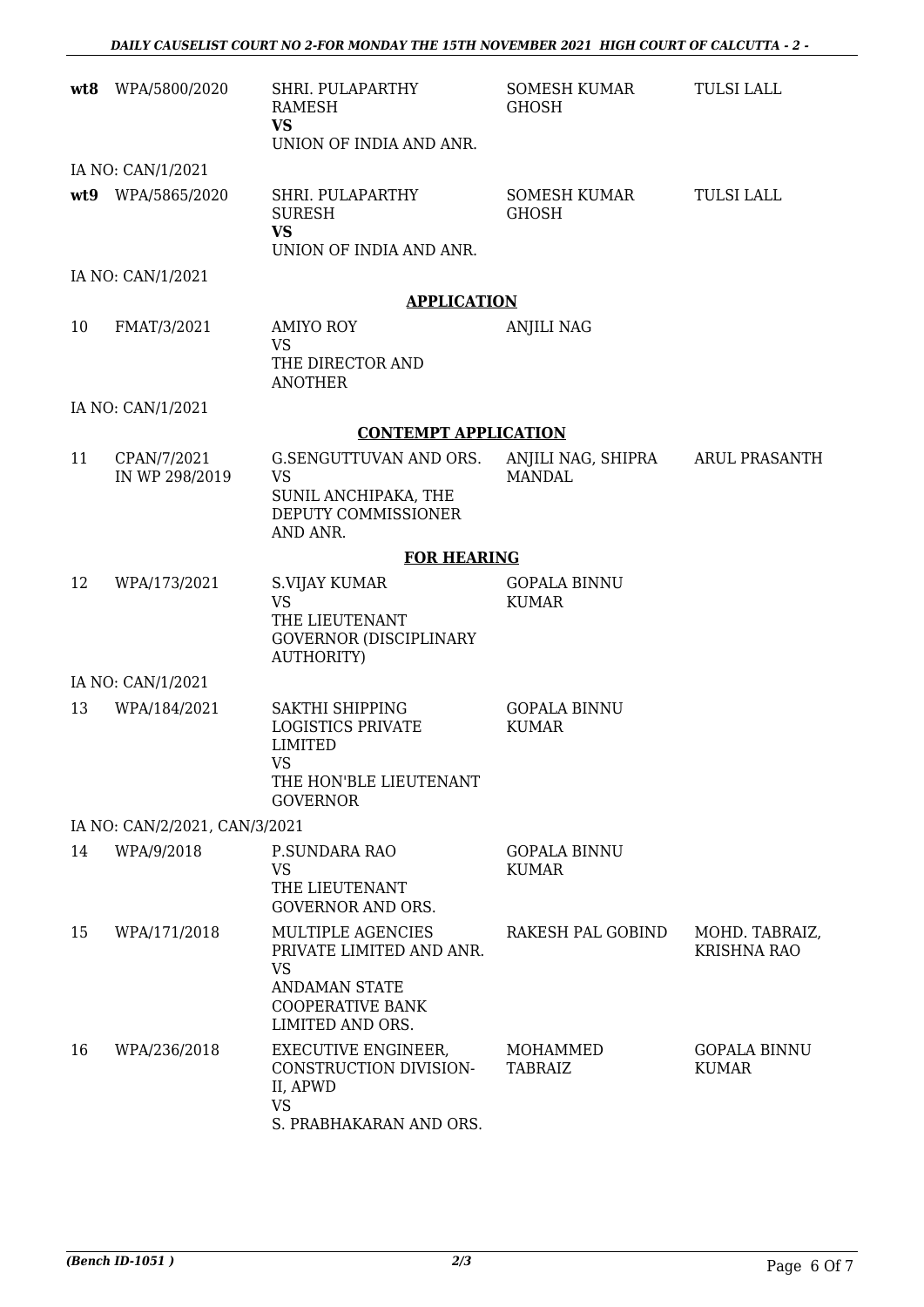| | | | | |
|---|---|---|---|---|
| **wt8** | WPA/5800/2020 | SHRI. PULAPARTHY RAMESH<br>**VS**<br>UNION OF INDIA AND ANR. | SOMESH KUMAR GHOSH | TULSI LALL |
| IA NO: CAN/1/2021 | | | | |
| **wt9** | WPA/5865/2020 | SHRI. PULAPARTHY SURESH<br>**VS**<br>UNION OF INDIA AND ANR. | SOMESH KUMAR GHOSH | TULSI LALL |
| IA NO: CAN/1/2021 | | | | |

**APPLICATION**

| | | | | |
|---|---|---|---|---|
| 10 | FMAT/3/2021 | AMIYO ROY<br>VS<br>THE DIRECTOR AND ANOTHER | ANJILI NAG | |
| IA NO: CAN/1/2021 | | | | |

**CONTEMPT APPLICATION**

| | | | | |
|---|---|---|---|---|
| 11 | CPAN/7/2021<br>IN WP 298/2019 | G.SENGUTTUVAN AND ORS.<br>VS<br>SUNIL ANCHIPAKA, THE DEPUTY COMMISSIONER AND ANR. | ANJILI NAG, SHIPRA MANDAL | ARUL PRASANTH |

**FOR HEARING**

| | | | | |
|---|---|---|---|---|
| 12 | WPA/173/2021 | S.VIJAY KUMAR<br>VS<br>THE LIEUTENANT GOVERNOR (DISCIPLINARY AUTHORITY) | GOPALA BINNU KUMAR | |
| IA NO: CAN/1/2021 | | | | |
| 13 | WPA/184/2021 | SAKTHI SHIPPING LOGISTICS PRIVATE LIMITED<br>VS<br>THE HON'BLE LIEUTENANT GOVERNOR | GOPALA BINNU KUMAR | |
| IA NO: CAN/2/2021, CAN/3/2021 | | | | |
| 14 | WPA/9/2018 | P.SUNDARA RAO<br>VS<br>THE LIEUTENANT GOVERNOR AND ORS. | GOPALA BINNU KUMAR | |
| 15 | WPA/171/2018 | MULTIPLE AGENCIES PRIVATE LIMITED AND ANR.<br>VS<br>ANDAMAN STATE COOPERATIVE BANK LIMITED AND ORS. | RAKESH PAL GOBIND | MOHD. TABRAIZ, KRISHNA RAO |
| 16 | WPA/236/2018 | EXECUTIVE ENGINEER, CONSTRUCTION DIVISION-II, APWD<br>VS<br>S. PRABHAKARAN AND ORS. | MOHAMMED TABRAIZ | GOPALA BINNU KUMAR |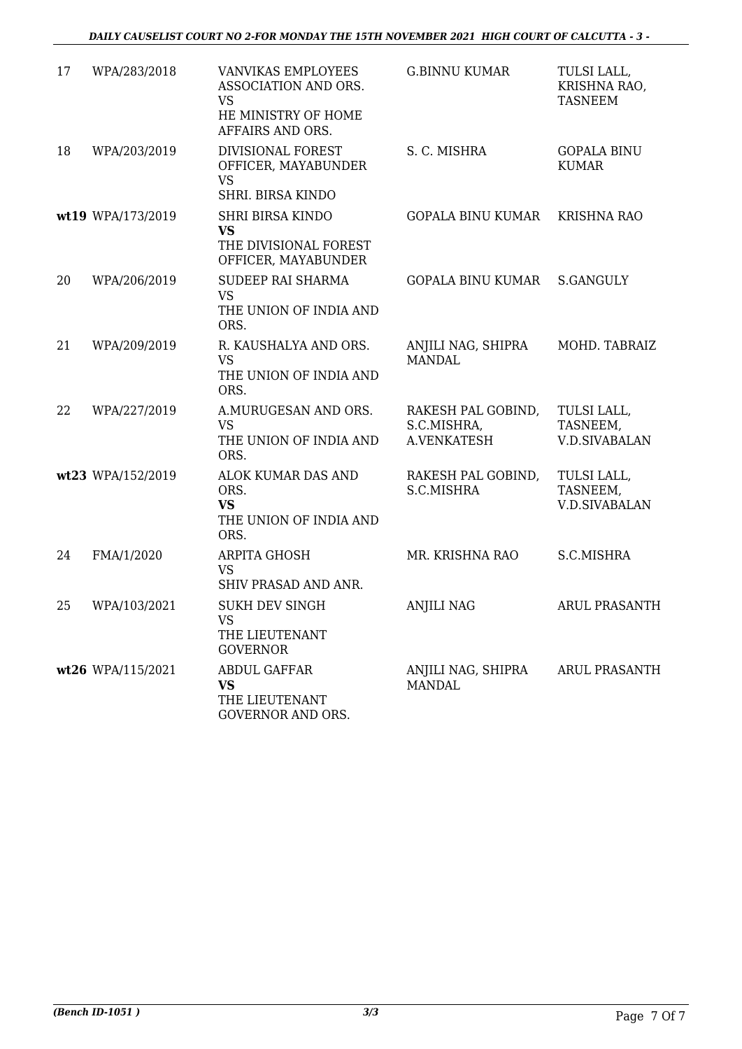| | | | | |
|---|---|---|---|---|
| 17 | WPA/283/2018 | VANVIKAS EMPLOYEES ASSOCIATION AND ORS. VS HE MINISTRY OF HOME AFFAIRS AND ORS. | G.BINNU KUMAR | TULSI LALL, KRISHNA RAO, TASNEEM |
| 18 | WPA/203/2019 | DIVISIONAL FOREST OFFICER, MAYABUNDER VS SHRI. BIRSA KINDO | S. C. MISHRA | GOPALA BINU KUMAR |
| **wt19** | WPA/173/2019 | SHRI BIRSA KINDO **VS** THE DIVISIONAL FOREST OFFICER, MAYABUNDER | GOPALA BINU KUMAR | KRISHNA RAO |
| 20 | WPA/206/2019 | SUDEEP RAI SHARMA VS THE UNION OF INDIA AND ORS. | GOPALA BINU KUMAR | S.GANGULY |
| 21 | WPA/209/2019 | R. KAUSHALYA AND ORS. VS THE UNION OF INDIA AND ORS. | ANJILI NAG, SHIPRA MANDAL | MOHD. TABRAIZ |
| 22 | WPA/227/2019 | A.MURUGESAN AND ORS. VS THE UNION OF INDIA AND ORS. | RAKESH PAL GOBIND, S.C.MISHRA, A.VENKATESH | TULSI LALL, TASNEEM, V.D.SIVABALAN |
| **wt23** | WPA/152/2019 | ALOK KUMAR DAS AND ORS. **VS** THE UNION OF INDIA AND ORS. | RAKESH PAL GOBIND, S.C.MISHRA | TULSI LALL, TASNEEM, V.D.SIVABALAN |
| 24 | FMA/1/2020 | ARPITA GHOSH VS SHIV PRASAD AND ANR. | MR. KRISHNA RAO | S.C.MISHRA |
| 25 | WPA/103/2021 | SUKH DEV SINGH VS THE LIEUTENANT GOVERNOR | ANJILI NAG | ARUL PRASANTH |
| **wt26** | WPA/115/2021 | ABDUL GAFFAR **VS** THE LIEUTENANT GOVERNOR AND ORS. | ANJILI NAG, SHIPRA MANDAL | ARUL PRASANTH |